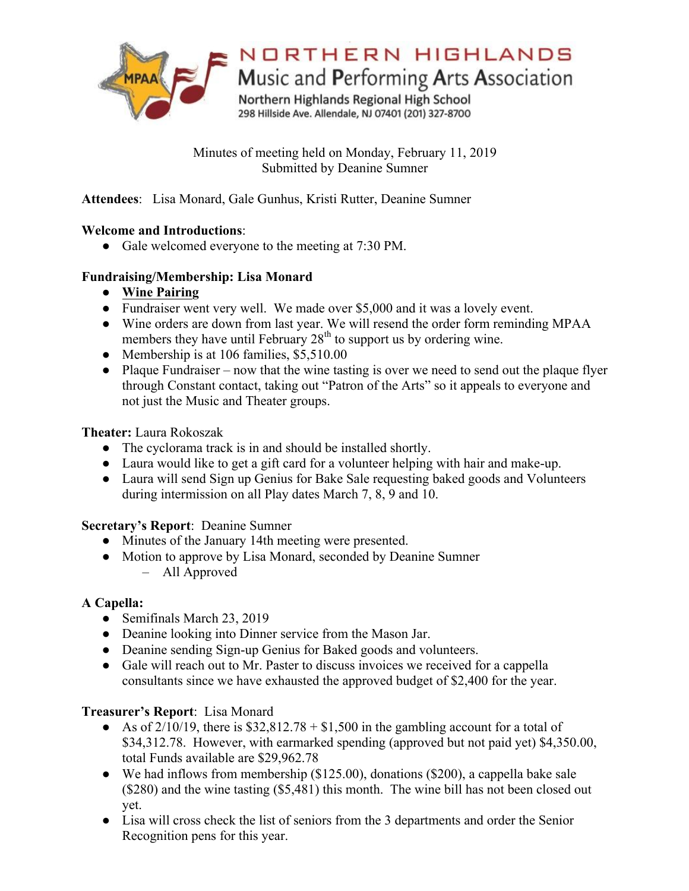# NORTHERN HIGHLANDS
## Music and Performing Arts Association

Northern Highlands Regional High School
298 Hillside Ave. Allendale, NJ 07401 (201) 327-8700

Minutes of meeting held on Monday, February 11, 2019
Submitted by Deanine Sumner

**Attendees**: Lisa Monard, Gale Gunhus, Kristi Rutter, Deanine Sumner

**Welcome and Introductions**:

- Gale welcomed everyone to the meeting at 7:30 PM.

**Fundraising/Membership: Lisa Monard**

- **Wine Pairing**
- Fundraiser went very well. We made over $5,000 and it was a lovely event.
- Wine orders are down from last year. We will resend the order form reminding MPAA members they have until February 28th to support us by ordering wine.
- Membership is at 106 families, $5,510.00
- Plaque Fundraiser – now that the wine tasting is over we need to send out the plaque flyer through Constant contact, taking out "Patron of the Arts" so it appeals to everyone and not just the Music and Theater groups.

**Theater:** Laura Rokoszak

- The cyclorama track is in and should be installed shortly.
- Laura would like to get a gift card for a volunteer helping with hair and make-up.
- Laura will send Sign up Genius for Bake Sale requesting baked goods and Volunteers during intermission on all Play dates March 7, 8, 9 and 10.

**Secretary's Report**: Deanine Sumner

- Minutes of the January 14th meeting were presented.
- Motion to approve by Lisa Monard, seconded by Deanine Sumner
  - All Approved

**A Capella:**

- Semifinals March 23, 2019
- Deanine looking into Dinner service from the Mason Jar.
- Deanine sending Sign-up Genius for Baked goods and volunteers.
- Gale will reach out to Mr. Paster to discuss invoices we received for a cappella consultants since we have exhausted the approved budget of $2,400 for the year.

**Treasurer's Report**: Lisa Monard

- As of 2/10/19, there is $32,812.78 + $1,500 in the gambling account for a total of $34,312.78. However, with earmarked spending (approved but not paid yet) $4,350.00, total Funds available are $29,962.78
- We had inflows from membership ($125.00), donations ($200), a cappella bake sale ($280) and the wine tasting ($5,481) this month. The wine bill has not been closed out yet.
- Lisa will cross check the list of seniors from the 3 departments and order the Senior Recognition pens for this year.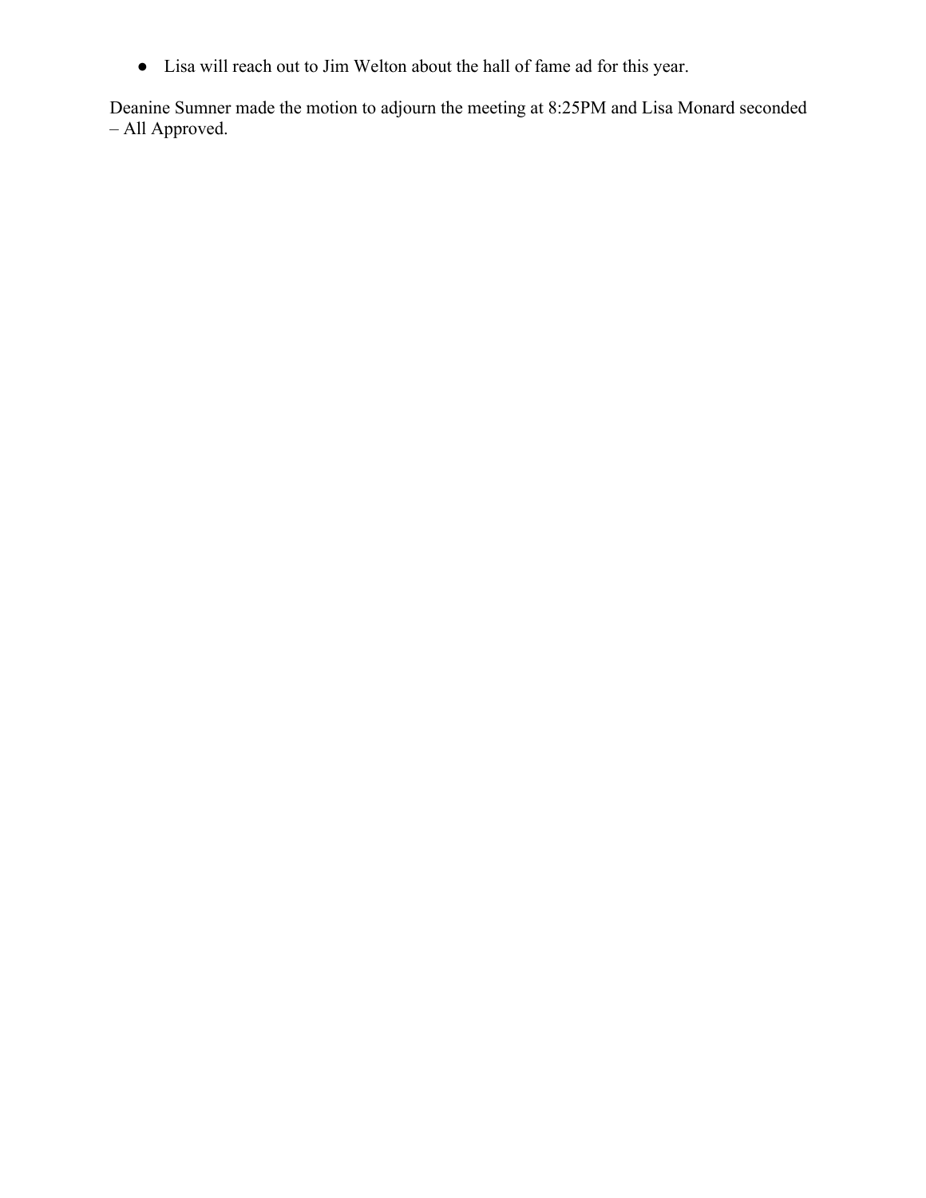- Lisa will reach out to Jim Welton about the hall of fame ad for this year.

Deanine Sumner made the motion to adjourn the meeting at 8:25PM and Lisa Monard seconded – All Approved.